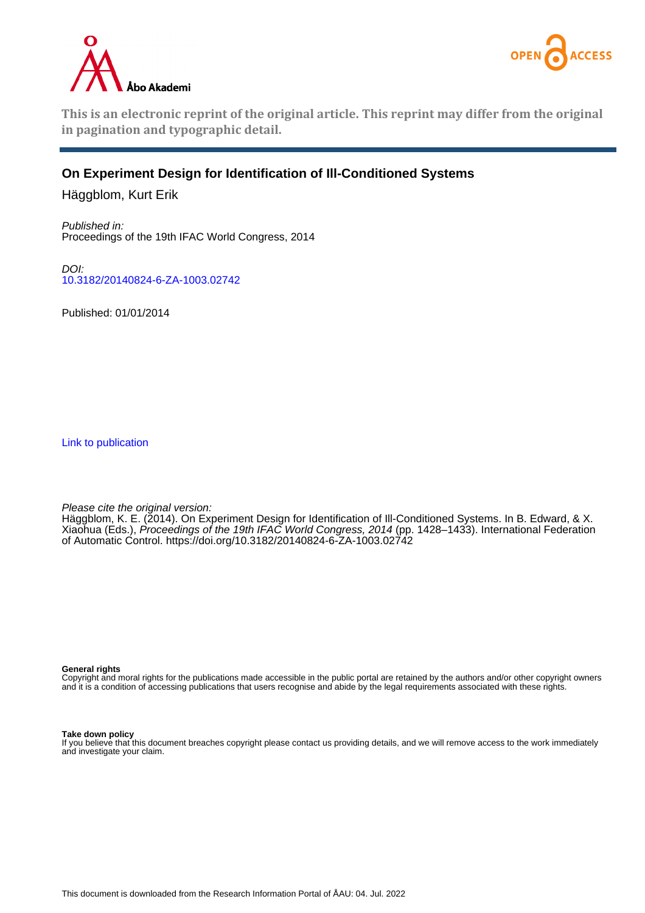This is an electronic reprint of the original article. This reprint may differ from the original in pagination and typographic detail.

# On Experiment Design for Identification of Ill-Conditioned Systems

Häggblom, Kurt Erik

*Published in:*
Proceedings of the 19th IFAC World Congress, 2014

*DOI:*
10.3182/20140824-6-ZA-1003.02742

Published: 01/01/2014

Link to publication

*Please cite the original version:*
Häggblom, K. E. (2014). On Experiment Design for Identification of Ill-Conditioned Systems. In B. Edward, & X. Xiaohua (Eds.), *Proceedings of the 19th IFAC World Congress, 2014* (pp. 1428–1433). International Federation of Automatic Control. https://doi.org/10.3182/20140824-6-ZA-1003.02742

**General rights**
Copyright and moral rights for the publications made accessible in the public portal are retained by the authors and/or other copyright owners and it is a condition of accessing publications that users recognise and abide by the legal requirements associated with these rights.

**Take down policy**
If you believe that this document breaches copyright please contact us providing details, and we will remove access to the work immediately and investigate your claim.

This document is downloaded from the Research Information Portal of ÅAU: 04. Jul. 2022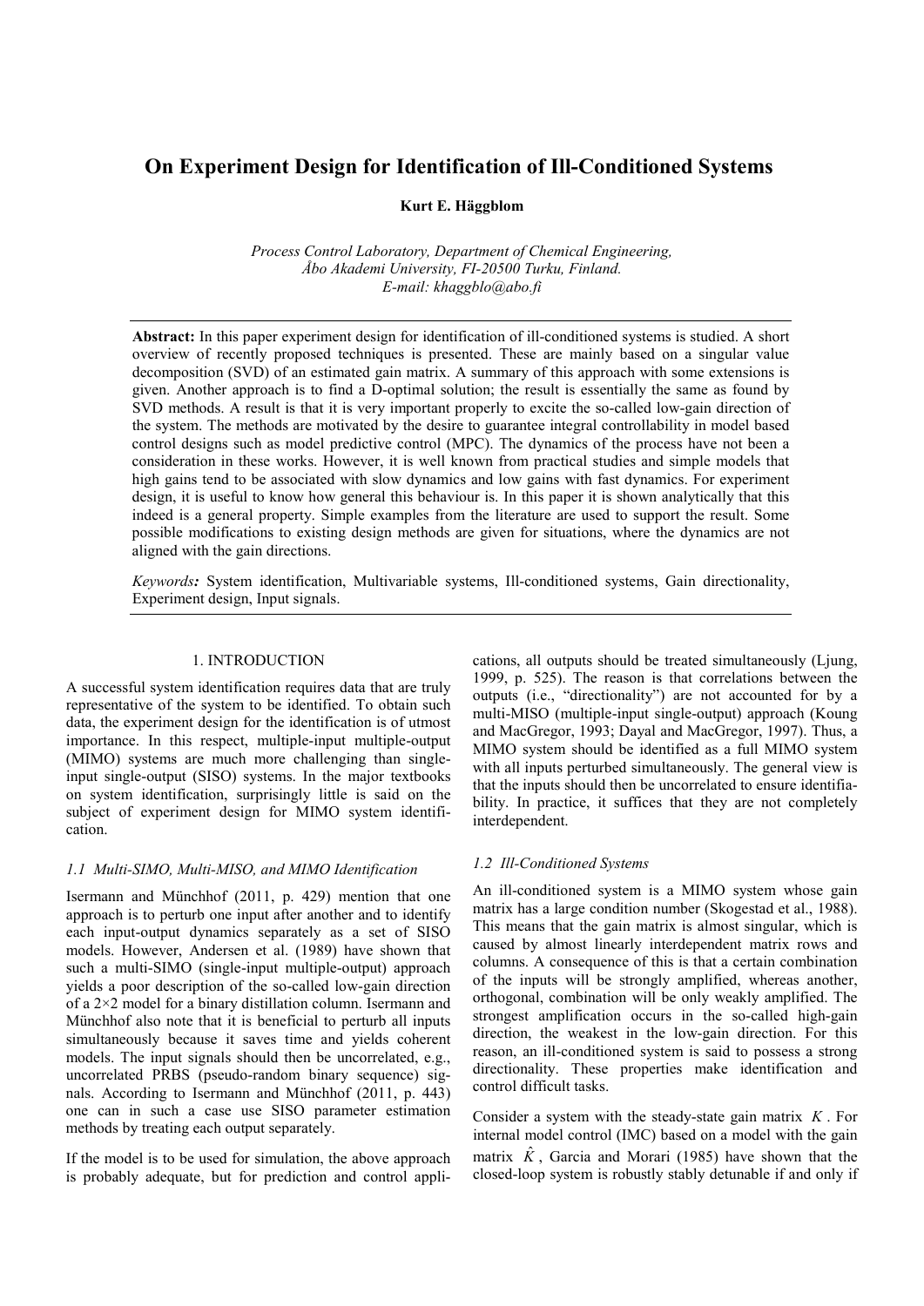# On Experiment Design for Identification of Ill-Conditioned Systems

**Kurt E. Häggblom**

*Process Control Laboratory, Department of Chemical Engineering, Åbo Akademi University, FI-20500 Turku, Finland. E-mail: khaggblo@abo.fi*

**Abstract:** In this paper experiment design for identification of ill-conditioned systems is studied. A short overview of recently proposed techniques is presented. These are mainly based on a singular value decomposition (SVD) of an estimated gain matrix. A summary of this approach with some extensions is given. Another approach is to find a D-optimal solution; the result is essentially the same as found by SVD methods. A result is that it is very important properly to excite the so-called low-gain direction of the system. The methods are motivated by the desire to guarantee integral controllability in model based control designs such as model predictive control (MPC). The dynamics of the process have not been a consideration in these works. However, it is well known from practical studies and simple models that high gains tend to be associated with slow dynamics and low gains with fast dynamics. For experiment design, it is useful to know how general this behaviour is. In this paper it is shown analytically that this indeed is a general property. Simple examples from the literature are used to support the result. Some possible modifications to existing design methods are given for situations, where the dynamics are not aligned with the gain directions.

*Keywords:* System identification, Multivariable systems, Ill-conditioned systems, Gain directionality, Experiment design, Input signals.

## 1. INTRODUCTION

A successful system identification requires data that are truly representative of the system to be identified. To obtain such data, the experiment design for the identification is of utmost importance. In this respect, multiple-input multiple-output (MIMO) systems are much more challenging than single-input single-output (SISO) systems. In the major textbooks on system identification, surprisingly little is said on the subject of experiment design for MIMO system identification.

### 1.1 Multi-SIMO, Multi-MISO, and MIMO Identification

Isermann and Münchhof (2011, p. 429) mention that one approach is to perturb one input after another and to identify each input-output dynamics separately as a set of SISO models. However, Andersen et al. (1989) have shown that such a multi-SIMO (single-input multiple-output) approach yields a poor description of the so-called low-gain direction of a 2×2 model for a binary distillation column. Isermann and Münchhof also note that it is beneficial to perturb all inputs simultaneously because it saves time and yields coherent models. The input signals should then be uncorrelated, e.g., uncorrelated PRBS (pseudo-random binary sequence) signals. According to Isermann and Münchhof (2011, p. 443) one can in such a case use SISO parameter estimation methods by treating each output separately.

If the model is to be used for simulation, the above approach is probably adequate, but for prediction and control applications, all outputs should be treated simultaneously (Ljung, 1999, p. 525). The reason is that correlations between the outputs (i.e., "directionality") are not accounted for by a multi-MISO (multiple-input single-output) approach (Koung and MacGregor, 1993; Dayal and MacGregor, 1997). Thus, a MIMO system should be identified as a full MIMO system with all inputs perturbed simultaneously. The general view is that the inputs should then be uncorrelated to ensure identifiability. In practice, it suffices that they are not completely interdependent.

### 1.2 Ill-Conditioned Systems

An ill-conditioned system is a MIMO system whose gain matrix has a large condition number (Skogestad et al., 1988). This means that the gain matrix is almost singular, which is caused by almost linearly interdependent matrix rows and columns. A consequence of this is that a certain combination of the inputs will be strongly amplified, whereas another, orthogonal, combination will be only weakly amplified. The strongest amplification occurs in the so-called high-gain direction, the weakest in the low-gain direction. For this reason, an ill-conditioned system is said to possess a strong directionality. These properties make identification and control difficult tasks.

Consider a system with the steady-state gain matrix $K$. For internal model control (IMC) based on a model with the gain matrix $\hat{K}$, Garcia and Morari (1985) have shown that the closed-loop system is robustly stably detunable if and only if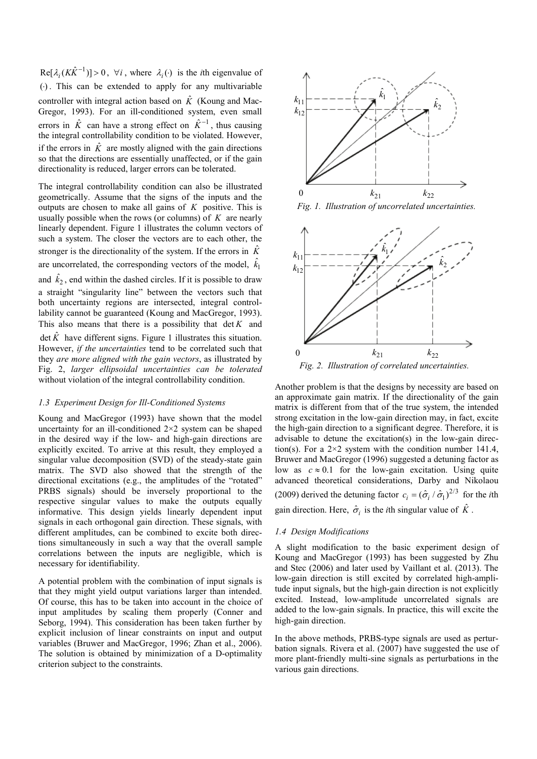$\mathrm{Re}[\lambda_i(K\hat{K}^{-1})] > 0$, $\forall i$, where $\lambda_i(\cdot)$ is the $i$th eigenvalue of $(\cdot)$. This can be extended to apply for any multivariable controller with integral action based on $\hat{K}$ (Koung and MacGregor, 1993). For an ill-conditioned system, even small errors in $\hat{K}$ can have a strong effect on $\hat{K}^{-1}$, thus causing the integral controllability condition to be violated. However, if the errors in $\hat{K}$ are mostly aligned with the gain directions so that the directions are essentially unaffected, or if the gain directionality is reduced, larger errors can be tolerated.

The integral controllability condition can also be illustrated geometrically. Assume that the signs of the inputs and the outputs are chosen to make all gains of $K$ positive. This is usually possible when the rows (or columns) of $K$ are nearly linearly dependent. Figure 1 illustrates the column vectors of such a system. The closer the vectors are to each other, the stronger is the directionality of the system. If the errors in $\hat{K}$ are uncorrelated, the corresponding vectors of the model, $\hat{k}_1$ and $\hat{k}_2$, end within the dashed circles. If it is possible to draw a straight "singularity line" between the vectors such that both uncertainty regions are intersected, integral controllability cannot be guaranteed (Koung and MacGregor, 1993). This also means that there is a possibility that $\det K$ and $\det \hat{K}$ have different signs. Figure 1 illustrates this situation. However, *if the uncertainties* tend to be correlated such that they *are more aligned with the gain vectors*, as illustrated by Fig. 2, *larger ellipsoidal uncertainties can be tolerated* without violation of the integral controllability condition.

*Fig. 1. Illustration of uncorrelated uncertainties.*

*Fig. 2. Illustration of correlated uncertainties.*

### *1.3 Experiment Design for Ill-Conditioned Systems*

Koung and MacGregor (1993) have shown that the model uncertainty for an ill-conditioned 2×2 system can be shaped in the desired way if the low- and high-gain directions are explicitly excited. To arrive at this result, they employed a singular value decomposition (SVD) of the steady-state gain matrix. The SVD also showed that the strength of the directional excitations (e.g., the amplitudes of the "rotated" PRBS signals) should be inversely proportional to the respective singular values to make the outputs equally informative. This design yields linearly dependent input signals in each orthogonal gain direction. These signals, with different amplitudes, can be combined to excite both directions simultaneously in such a way that the overall sample correlations between the inputs are negligible, which is necessary for identifiability.

A potential problem with the combination of input signals is that they might yield output variations larger than intended. Of course, this has to be taken into account in the choice of input amplitudes by scaling them properly (Conner and Seborg, 1994). This consideration has been taken further by explicit inclusion of linear constraints on input and output variables (Bruwer and MacGregor, 1996; Zhan et al., 2006). The solution is obtained by minimization of a D-optimality criterion subject to the constraints.

Another problem is that the designs by necessity are based on an approximate gain matrix. If the directionality of the gain matrix is different from that of the true system, the intended strong excitation in the low-gain direction may, in fact, excite the high-gain direction to a significant degree. Therefore, it is advisable to detune the excitation(s) in the low-gain direction(s). For a 2×2 system with the condition number 141.4, Bruwer and MacGregor (1996) suggested a detuning factor as low as $c \approx 0.1$ for the low-gain excitation. Using quite advanced theoretical considerations, Darby and Nikolaou (2009) derived the detuning factor $c_i = (\hat{\sigma}_i / \hat{\sigma}_1)^{2/3}$ for the $i$th gain direction. Here, $\hat{\sigma}_i$ is the $i$th singular value of $\hat{K}$.

### *1.4 Design Modifications*

A slight modification to the basic experiment design of Koung and MacGregor (1993) has been suggested by Zhu and Stec (2006) and later used by Vaillant et al. (2013). The low-gain direction is still excited by correlated high-amplitude input signals, but the high-gain direction is not explicitly excited. Instead, low-amplitude uncorrelated signals are added to the low-gain signals. In practice, this will excite the high-gain direction.

In the above methods, PRBS-type signals are used as perturbation signals. Rivera et al. (2007) have suggested the use of more plant-friendly multi-sine signals as perturbations in the various gain directions.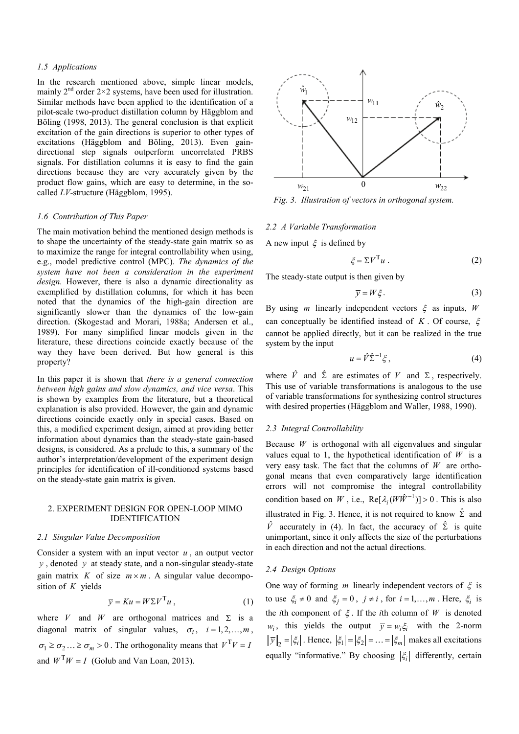### 1.5 Applications

In the research mentioned above, simple linear models, mainly 2nd order 2×2 systems, have been used for illustration. Similar methods have been applied to the identification of a pilot-scale two-product distillation column by Häggblom and Böling (1998, 2013). The general conclusion is that explicit excitation of the gain directions is superior to other types of excitations (Häggblom and Böling, 2013). Even gain-directional step signals outperform uncorrelated PRBS signals. For distillation columns it is easy to find the gain directions because they are very accurately given by the product flow gains, which are easy to determine, in the so-called *LV*-structure (Häggblom, 1995).

### 1.6 Contribution of This Paper

The main motivation behind the mentioned design methods is to shape the uncertainty of the steady-state gain matrix so as to maximize the range for integral controllability when using, e.g., model predictive control (MPC). *The dynamics of the system have not been a consideration in the experiment design.* However, there is also a dynamic directionality as exemplified by distillation columns, for which it has been noted that the dynamics of the high-gain direction are significantly slower than the dynamics of the low-gain direction. (Skogestad and Morari, 1988a; Andersen et al., 1989). For many simplified linear models given in the literature, these directions coincide exactly because of the way they have been derived. But how general is this property?

In this paper it is shown that *there is a general connection between high gains and slow dynamics, and vice versa*. This is shown by examples from the literature, but a theoretical explanation is also provided. However, the gain and dynamic directions coincide exactly only in special cases. Based on this, a modified experiment design, aimed at providing better information about dynamics than the steady-state gain-based designs, is considered. As a prelude to this, a summary of the author's interpretation/development of the experiment design principles for identification of ill-conditioned systems based on the steady-state gain matrix is given.

## 2. EXPERIMENT DESIGN FOR OPEN-LOOP MIMO IDENTIFICATION

### 2.1 Singular Value Decomposition

Consider a system with an input vector $u$, an output vector $y$, denoted $\bar{y}$ at steady state, and a non-singular steady-state gain matrix $K$ of size $m \times m$. A singular value decomposition of $K$ yields

$$\bar{y} = Ku = W \Sigma V^{\mathrm{T}} u\,, \tag{1}$$

where $V$ and $W$ are orthogonal matrices and $\Sigma$ is a diagonal matrix of singular values, $\sigma_i$, $i = 1, 2, \ldots, m$, $\sigma_1 \geq \sigma_2 \ldots \geq \sigma_m > 0$. The orthogonality means that $V^{\mathrm{T}} V = I$ and $W^{\mathrm{T}} W = I$ (Golub and Van Loan, 2013).

Fig. 3. Illustration of vectors in orthogonal system.

### 2.2 A Variable Transformation

A new input $\xi$ is defined by

$$\xi = \Sigma V^{\mathrm{T}} u\,. \tag{2}$$

The steady-state output is then given by

$$\bar{y} = W \xi\,. \tag{3}$$

By using $m$ linearly independent vectors $\xi$ as inputs, $W$ can conceptually be identified instead of $K$. Of course, $\xi$ cannot be applied directly, but it can be realized in the true system by the input

$$u = \hat{V} \hat{\Sigma}^{-1} \xi\,, \tag{4}$$

where $\hat{V}$ and $\hat{\Sigma}$ are estimates of $V$ and $\Sigma$, respectively. This use of variable transformations is analogous to the use of variable transformations for synthesizing control structures with desired properties (Häggblom and Waller, 1988, 1990).

### 2.3 Integral Controllability

Because $W$ is orthogonal with all eigenvalues and singular values equal to 1, the hypothetical identification of $W$ is a very easy task. The fact that the columns of $W$ are orthogonal means that even comparatively large identification errors will not compromise the integral controllability condition based on $W$, i.e., $\mathrm{Re}[\lambda_i(W\hat{W}^{-1})] > 0$. This is also illustrated in Fig. 3. Hence, it is not required to know $\hat{\Sigma}$ and $\hat{V}$ accurately in (4). In fact, the accuracy of $\hat{\Sigma}$ is quite unimportant, since it only affects the size of the perturbations in each direction and not the actual directions.

### 2.4 Design Options

One way of forming $m$ linearly independent vectors of $\xi$ is to use $\xi_i \neq 0$ and $\xi_j = 0$, $j \neq i$, for $i = 1, \ldots, m$. Here, $\xi_i$ is the *i*th component of $\xi$. If the *i*th column of $W$ is denoted $w_i$, this yields the output $\bar{y} = w_i \xi_i$ with the 2-norm $\|\bar{y}\|_2 = |\xi_i|$. Hence, $|\xi_1| = |\xi_2| = \ldots = |\xi_m|$ makes all excitations equally "informative." By choosing $|\xi_i|$ differently, certain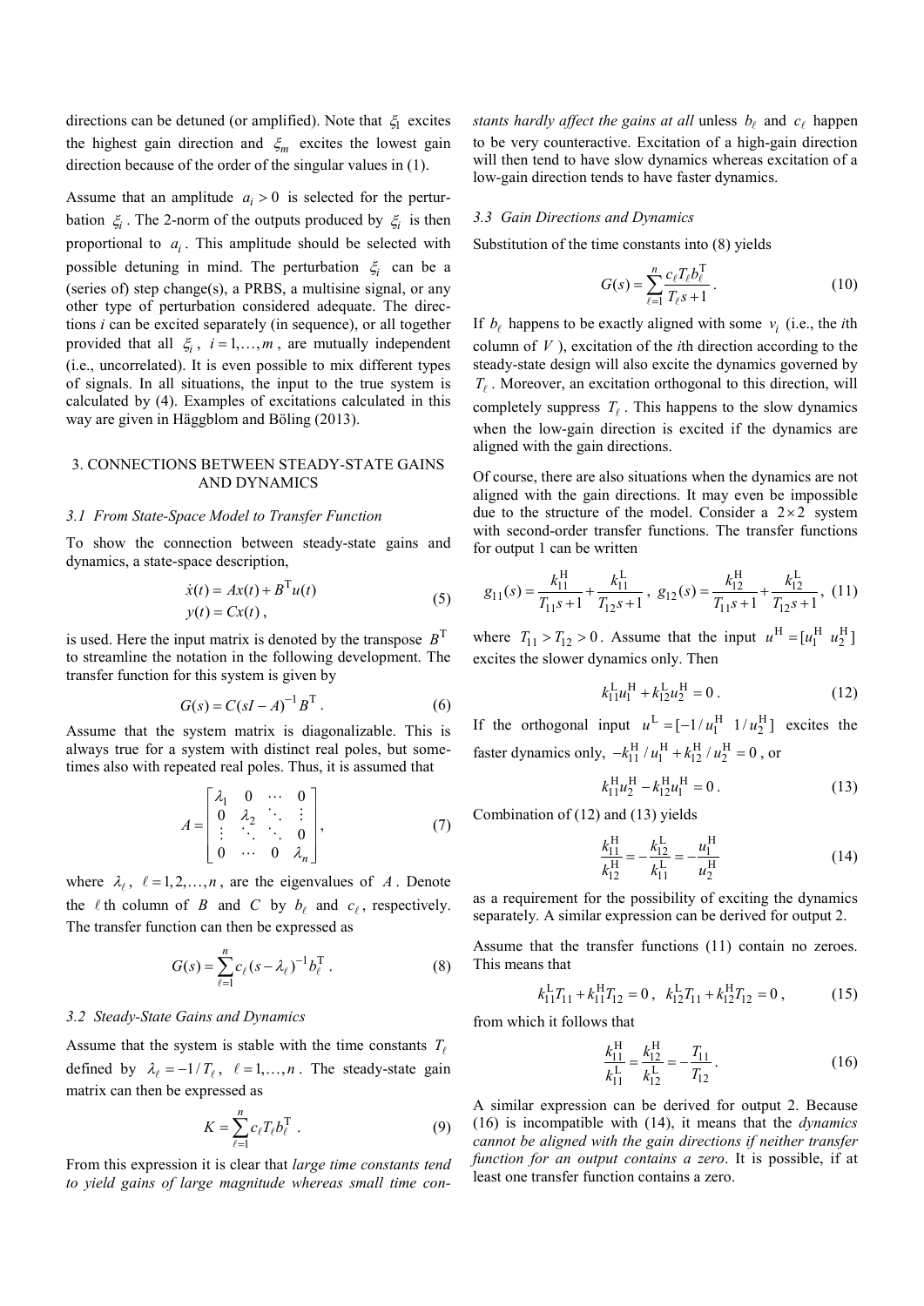directions can be detuned (or amplified). Note that $\xi_1$ excites the highest gain direction and $\xi_m$ excites the lowest gain direction because of the order of the singular values in (1).

Assume that an amplitude $a_i > 0$ is selected for the perturbation $\xi_i$. The 2-norm of the outputs produced by $\xi_i$ is then proportional to $a_i$. This amplitude should be selected with possible detuning in mind. The perturbation $\xi_i$ can be a (series of) step change(s), a PRBS, a multisine signal, or any other type of perturbation considered adequate. The directions $i$ can be excited separately (in sequence), or all together provided that all $\xi_i$, $i = 1,\ldots,m$, are mutually independent (i.e., uncorrelated). It is even possible to mix different types of signals. In all situations, the input to the true system is calculated by (4). Examples of excitations calculated in this way are given in Häggblom and Böling (2013).

## 3. CONNECTIONS BETWEEN STEADY-STATE GAINS AND DYNAMICS

### 3.1 From State-Space Model to Transfer Function

To show the connection between steady-state gains and dynamics, a state-space description,

$$\begin{aligned} \dot{x}(t) &= Ax(t) + B^{\mathrm{T}}u(t) \\ y(t) &= Cx(t)\,, \end{aligned} \tag{5}$$

is used. Here the input matrix is denoted by the transpose $B^{\mathrm{T}}$ to streamline the notation in the following development. The transfer function for this system is given by

$$G(s) = C(sI - A)^{-1}B^{\mathrm{T}}\,. \tag{6}$$

Assume that the system matrix is diagonalizable. This is always true for a system with distinct real poles, but sometimes also with repeated real poles. Thus, it is assumed that

$$A = \begin{bmatrix} \lambda_1 & 0 & \cdots & 0 \\ 0 & \lambda_2 & \ddots & \vdots \\ \vdots & \ddots & \ddots & 0 \\ 0 & \cdots & 0 & \lambda_n \end{bmatrix}, \tag{7}$$

where $\lambda_\ell$, $\ell = 1,2,\ldots,n$, are the eigenvalues of $A$. Denote the $\ell$th column of $B$ and $C$ by $b_\ell$ and $c_\ell$, respectively. The transfer function can then be expressed as

$$G(s) = \sum_{\ell=1}^{n} c_\ell (s - \lambda_\ell)^{-1} b_\ell^{\mathrm{T}}\,. \tag{8}$$

### 3.2 Steady-State Gains and Dynamics

Assume that the system is stable with the time constants $T_\ell$ defined by $\lambda_\ell = -1/T_\ell$, $\ell = 1,\ldots,n$. The steady-state gain matrix can then be expressed as

$$K = \sum_{\ell=1}^{n} c_\ell T_\ell b_\ell^{\mathrm{T}}\,. \tag{9}$$

From this expression it is clear that *large time constants tend to yield gains of large magnitude whereas small time constants hardly affect the gains at all* unless $b_\ell$ and $c_\ell$ happen to be very counteractive. Excitation of a high-gain direction will then tend to have slow dynamics whereas excitation of a low-gain direction tends to have faster dynamics.

### 3.3 Gain Directions and Dynamics

Substitution of the time constants into (8) yields

$$G(s) = \sum_{\ell=1}^{n} \frac{c_\ell T_\ell b_\ell^{\mathrm{T}}}{T_\ell s + 1}\,. \tag{10}$$

If $b_\ell$ happens to be exactly aligned with some $v_i$ (i.e., the $i$th column of $V$), excitation of the $i$th direction according to the steady-state design will also excite the dynamics governed by $T_\ell$. Moreover, an excitation orthogonal to this direction, will completely suppress $T_\ell$. This happens to the slow dynamics when the low-gain direction is excited if the dynamics are aligned with the gain directions.

Of course, there are also situations when the dynamics are not aligned with the gain directions. It may even be impossible due to the structure of the model. Consider a $2 \times 2$ system with second-order transfer functions. The transfer functions for output 1 can be written

$$g_{11}(s) = \frac{k_{11}^{\mathrm{H}}}{T_{11}s+1} + \frac{k_{11}^{\mathrm{L}}}{T_{12}s+1}\,,\; g_{12}(s) = \frac{k_{12}^{\mathrm{H}}}{T_{11}s+1} + \frac{k_{12}^{\mathrm{L}}}{T_{12}s+1}\,, \tag{11}$$

where $T_{11} > T_{12} > 0$. Assume that the input $u^{\mathrm{H}} = [u_1^{\mathrm{H}} \;\; u_2^{\mathrm{H}}]$ excites the slower dynamics only. Then

$$k_{11}^{\mathrm{L}} u_1^{\mathrm{H}} + k_{12}^{\mathrm{L}} u_2^{\mathrm{H}} = 0\,. \tag{12}$$

If the orthogonal input $u^{\mathrm{L}} = [-1/u_1^{\mathrm{H}} \;\; 1/u_2^{\mathrm{H}}]$ excites the faster dynamics only, $-k_{11}^{\mathrm{H}}/u_1^{\mathrm{H}} + k_{12}^{\mathrm{H}}/u_2^{\mathrm{H}} = 0$, or

$$k_{11}^{\mathrm{H}} u_2^{\mathrm{H}} - k_{12}^{\mathrm{H}} u_1^{\mathrm{H}} = 0\,. \tag{13}$$

Combination of (12) and (13) yields

$$\frac{k_{11}^{\mathrm{H}}}{k_{12}^{\mathrm{H}}} = -\frac{k_{12}^{\mathrm{L}}}{k_{11}^{\mathrm{L}}} = -\frac{u_1^{\mathrm{H}}}{u_2^{\mathrm{H}}} \tag{14}$$

as a requirement for the possibility of exciting the dynamics separately. A similar expression can be derived for output 2.

Assume that the transfer functions (11) contain no zeroes. This means that

$$k_{11}^{\mathrm{L}} T_{11} + k_{11}^{\mathrm{H}} T_{12} = 0\,,\;\; k_{12}^{\mathrm{L}} T_{11} + k_{12}^{\mathrm{H}} T_{12} = 0\,, \tag{15}$$

from which it follows that

$$\frac{k_{11}^{\mathrm{H}}}{k_{11}^{\mathrm{L}}} = \frac{k_{12}^{\mathrm{H}}}{k_{12}^{\mathrm{L}}} = -\frac{T_{11}}{T_{12}}\,. \tag{16}$$

A similar expression can be derived for output 2. Because (16) is incompatible with (14), it means that the *dynamics cannot be aligned with the gain directions if neither transfer function for an output contains a zero*. It is possible, if at least one transfer function contains a zero.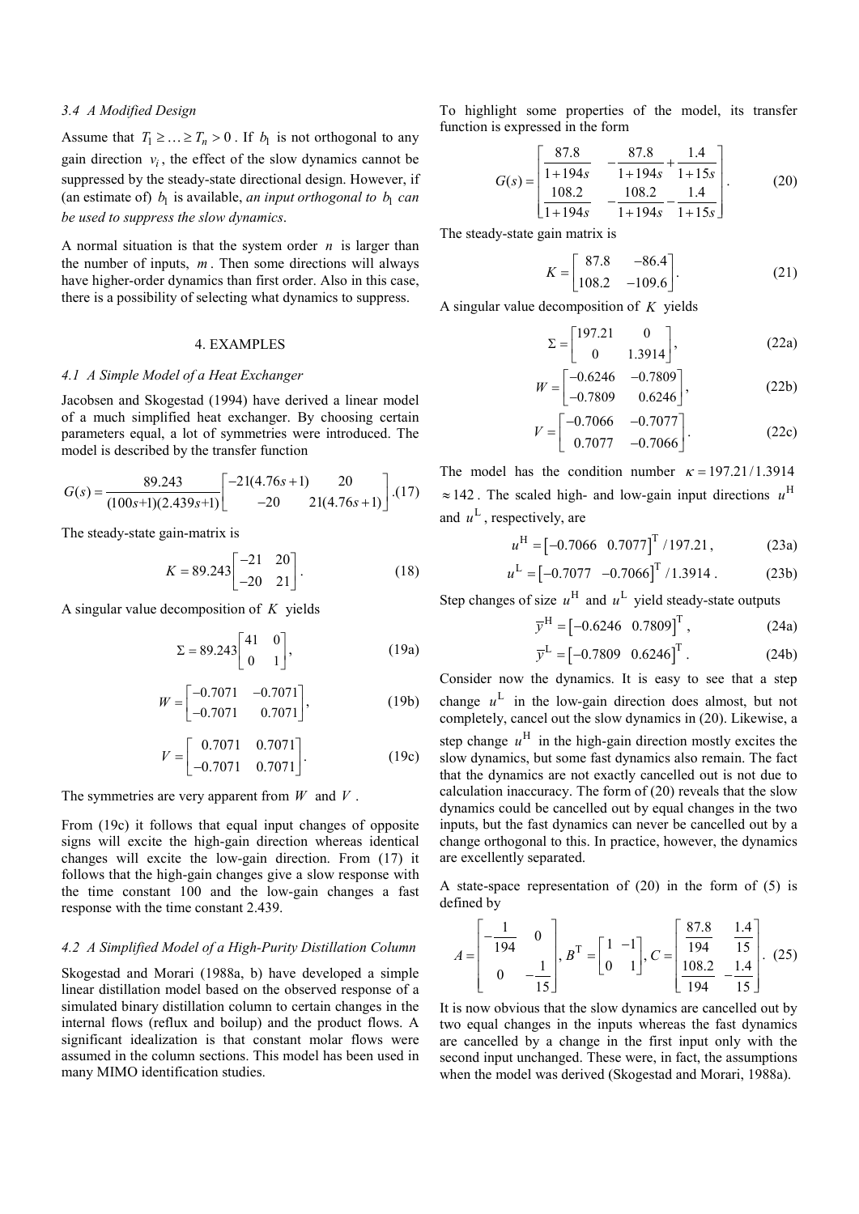### 3.4 A Modified Design

Assume that $T_1 \geq \ldots \geq T_n > 0$. If $b_1$ is not orthogonal to any gain direction $v_i$, the effect of the slow dynamics cannot be suppressed by the steady-state directional design. However, if (an estimate of) $b_1$ is available, *an input orthogonal to $b_1$ can be used to suppress the slow dynamics*.

A normal situation is that the system order $n$ is larger than the number of inputs, $m$. Then some directions will always have higher-order dynamics than first order. Also in this case, there is a possibility of selecting what dynamics to suppress.

## 4. EXAMPLES

### 4.1 A Simple Model of a Heat Exchanger

Jacobsen and Skogestad (1994) have derived a linear model of a much simplified heat exchanger. By choosing certain parameters equal, a lot of symmetries were introduced. The model is described by the transfer function

$$G(s) = \frac{89.243}{(100s+1)(2.439s+1)} \begin{bmatrix} -21(4.76s+1) & 20 \\ -20 & 21(4.76s+1) \end{bmatrix}. \quad (17)$$

The steady-state gain-matrix is

$$K = 89.243 \begin{bmatrix} -21 & 20 \\ -20 & 21 \end{bmatrix}. \quad (18)$$

A singular value decomposition of $K$ yields

$$\Sigma = 89.243 \begin{bmatrix} 41 & 0 \\ 0 & 1 \end{bmatrix}, \quad (19a)$$

$$W = \begin{bmatrix} -0.7071 & -0.7071 \\ -0.7071 & 0.7071 \end{bmatrix}, \quad (19b)$$

$$V = \begin{bmatrix} 0.7071 & 0.7071 \\ -0.7071 & 0.7071 \end{bmatrix}. \quad (19c)$$

The symmetries are very apparent from $W$ and $V$.

From (19c) it follows that equal input changes of opposite signs will excite the high-gain direction whereas identical changes will excite the low-gain direction. From (17) it follows that the high-gain changes give a slow response with the time constant 100 and the low-gain changes a fast response with the time constant 2.439.

### 4.2 A Simplified Model of a High-Purity Distillation Column

Skogestad and Morari (1988a, b) have developed a simple linear distillation model based on the observed response of a simulated binary distillation column to certain changes in the internal flows (reflux and boilup) and the product flows. A significant idealization is that constant molar flows were assumed in the column sections. This model has been used in many MIMO identification studies.

To highlight some properties of the model, its transfer function is expressed in the form

$$G(s) = \begin{bmatrix} \dfrac{87.8}{1+194s} & -\dfrac{87.8}{1+194s} + \dfrac{1.4}{1+15s} \\ \dfrac{108.2}{1+194s} & -\dfrac{108.2}{1+194s} - \dfrac{1.4}{1+15s} \end{bmatrix}. \quad (20)$$

The steady-state gain matrix is

$$K = \begin{bmatrix} 87.8 & -86.4 \\ 108.2 & -109.6 \end{bmatrix}. \quad (21)$$

A singular value decomposition of $K$ yields

$$\Sigma = \begin{bmatrix} 197.21 & 0 \\ 0 & 1.3914 \end{bmatrix}, \quad (22a)$$

$$W = \begin{bmatrix} -0.6246 & -0.7809 \\ -0.7809 & 0.6246 \end{bmatrix}, \quad (22b)$$

$$V = \begin{bmatrix} -0.7066 & -0.7077 \\ 0.7077 & -0.7066 \end{bmatrix}. \quad (22c)$$

The model has the condition number $\kappa = 197.21/1.3914 \approx 142$. The scaled high- and low-gain input directions $u^{\mathrm{H}}$ and $u^{\mathrm{L}}$, respectively, are

$$u^{\mathrm{H}} = \begin{bmatrix} -0.7066 & 0.7077 \end{bmatrix}^{\mathrm{T}} / 197.21, \quad (23a)$$

$$u^{\mathrm{L}} = \begin{bmatrix} -0.7077 & -0.7066 \end{bmatrix}^{\mathrm{T}} / 1.3914. \quad (23b)$$

Step changes of size $u^{\mathrm{H}}$ and $u^{\mathrm{L}}$ yield steady-state outputs

$$\bar{y}^{\mathrm{H}} = \begin{bmatrix} -0.6246 & 0.7809 \end{bmatrix}^{\mathrm{T}}, \quad (24a)$$

$$\bar{y}^{\mathrm{L}} = \begin{bmatrix} -0.7809 & 0.6246 \end{bmatrix}^{\mathrm{T}}. \quad (24b)$$

Consider now the dynamics. It is easy to see that a step change $u^{\mathrm{L}}$ in the low-gain direction does almost, but not completely, cancel out the slow dynamics in (20). Likewise, a step change $u^{\mathrm{H}}$ in the high-gain direction mostly excites the slow dynamics, but some fast dynamics also remain. The fact that the dynamics are not exactly cancelled out is not due to calculation inaccuracy. The form of (20) reveals that the slow dynamics could be cancelled out by equal changes in the two inputs, but the fast dynamics can never be cancelled out by a change orthogonal to this. In practice, however, the dynamics are excellently separated.

A state-space representation of (20) in the form of (5) is defined by

$$A = \begin{bmatrix} -\dfrac{1}{194} & 0 \\ 0 & -\dfrac{1}{15} \end{bmatrix}, \; B^{\mathrm{T}} = \begin{bmatrix} 1 & -1 \\ 0 & 1 \end{bmatrix}, \; C = \begin{bmatrix} \dfrac{87.8}{194} & \dfrac{1.4}{15} \\ \dfrac{108.2}{194} & -\dfrac{1.4}{15} \end{bmatrix}. \quad (25)$$

It is now obvious that the slow dynamics are cancelled out by two equal changes in the inputs whereas the fast dynamics are cancelled by a change in the first input only with the second input unchanged. These were, in fact, the assumptions when the model was derived (Skogestad and Morari, 1988a).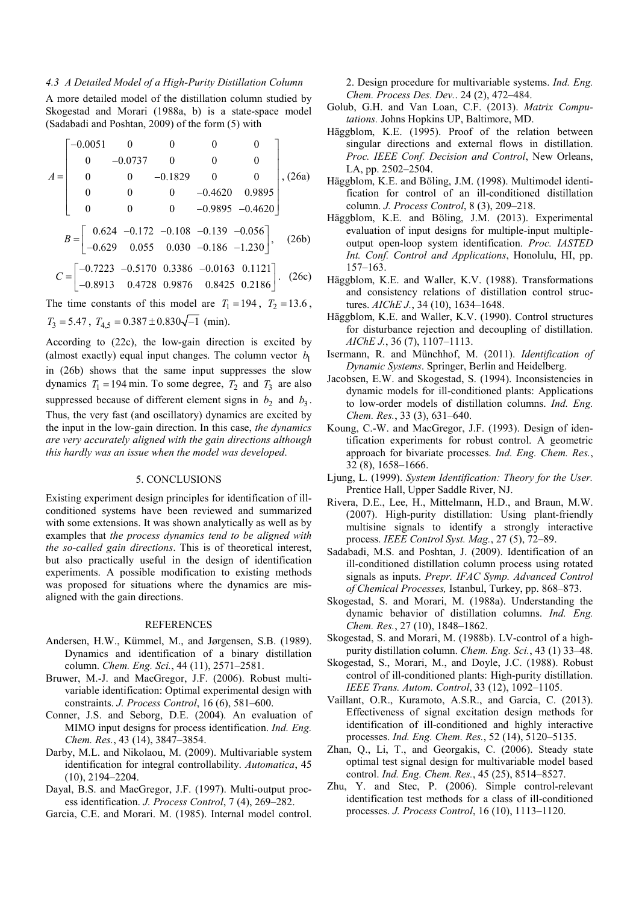### 4.3 A Detailed Model of a High-Purity Distillation Column

A more detailed model of the distillation column studied by Skogestad and Morari (1988a, b) is a state-space model (Sadabadi and Poshtan, 2009) of the form (5) with

$$A=\begin{bmatrix} -0.0051 & 0 & 0 & 0 & 0 \\ 0 & -0.0737 & 0 & 0 & 0 \\ 0 & 0 & -0.1829 & 0 & 0 \\ 0 & 0 & 0 & -0.4620 & 0.9895 \\ 0 & 0 & 0 & -0.9895 & -0.4620 \end{bmatrix}, \quad (26a)$$

$$B=\begin{bmatrix} 0.624 & -0.172 & -0.108 & -0.139 & -0.056 \\ -0.629 & 0.055 & 0.030 & -0.186 & -1.230 \end{bmatrix}, \quad (26b)$$

$$C=\begin{bmatrix} -0.7223 & -0.5170 & 0.3386 & -0.0163 & 0.1121 \\ -0.8913 & 0.4728 & 0.9876 & 0.8425 & 0.2186 \end{bmatrix}. \quad (26c)$$

The time constants of this model are $T_1 = 194$, $T_2 = 13.6$, $T_3 = 5.47$, $T_{4,5} = 0.387 \pm 0.830\sqrt{-1}$ (min).

According to (22c), the low-gain direction is excited by (almost exactly) equal input changes. The column vector $b_1$ in (26b) shows that the same input suppresses the slow dynamics $T_1 = 194$ min. To some degree, $T_2$ and $T_3$ are also suppressed because of different element signs in $b_2$ and $b_3$. Thus, the very fast (and oscillatory) dynamics are excited by the input in the low-gain direction. In this case, *the dynamics are very accurately aligned with the gain directions although this hardly was an issue when the model was developed*.

## 5. CONCLUSIONS

Existing experiment design principles for identification of ill-conditioned systems have been reviewed and summarized with some extensions. It was shown analytically as well as by examples that *the process dynamics tend to be aligned with the so-called gain directions*. This is of theoretical interest, but also practically useful in the design of identification experiments. A possible modification to existing methods was proposed for situations where the dynamics are mis-aligned with the gain directions.

## REFERENCES

Andersen, H.W., Kümmel, M., and Jørgensen, S.B. (1989). Dynamics and identification of a binary distillation column. *Chem. Eng. Sci.*, 44 (11), 2571–2581.

Bruwer, M.-J. and MacGregor, J.F. (2006). Robust multivariable identification: Optimal experimental design with constraints. *J. Process Control*, 16 (6), 581–600.

Conner, J.S. and Seborg, D.E. (2004). An evaluation of MIMO input designs for process identification. *Ind. Eng. Chem. Res.*, 43 (14), 3847–3854.

Darby, M.L. and Nikolaou, M. (2009). Multivariable system identification for integral controllability. *Automatica*, 45 (10), 2194–2204.

Dayal, B.S. and MacGregor, J.F. (1997). Multi-output process identification. *J. Process Control*, 7 (4), 269–282.

Garcia, C.E. and Morari. M. (1985). Internal model control. 2. Design procedure for multivariable systems. *Ind. Eng. Chem. Process Des. Dev.*. 24 (2), 472–484.

Golub, G.H. and Van Loan, C.F. (2013). *Matrix Computations.* Johns Hopkins UP, Baltimore, MD.

Häggblom, K.E. (1995). Proof of the relation between singular directions and external flows in distillation. *Proc. IEEE Conf. Decision and Control*, New Orleans, LA, pp. 2502–2504.

Häggblom, K.E. and Böling, J.M. (1998). Multimodel identification for control of an ill-conditioned distillation column. *J. Process Control*, 8 (3), 209–218.

Häggblom, K.E. and Böling, J.M. (2013). Experimental evaluation of input designs for multiple-input multiple-output open-loop system identification. *Proc. IASTED Int. Conf. Control and Applications*, Honolulu, HI, pp. 157–163.

Häggblom, K.E. and Waller, K.V. (1988). Transformations and consistency relations of distillation control structures. *AIChE J.*, 34 (10), 1634–1648.

Häggblom, K.E. and Waller, K.V. (1990). Control structures for disturbance rejection and decoupling of distillation. *AIChE J.*, 36 (7), 1107–1113.

Isermann, R. and Münchhof, M. (2011). *Identification of Dynamic Systems*. Springer, Berlin and Heidelberg.

Jacobsen, E.W. and Skogestad, S. (1994). Inconsistencies in dynamic models for ill-conditioned plants: Applications to low-order models of distillation columns. *Ind. Eng. Chem. Res.*, 33 (3), 631–640.

Koung, C.-W. and MacGregor, J.F. (1993). Design of identification experiments for robust control. A geometric approach for bivariate processes. *Ind. Eng. Chem. Res.*, 32 (8), 1658–1666.

Ljung, L. (1999). *System Identification: Theory for the User.* Prentice Hall, Upper Saddle River, NJ.

Rivera, D.E., Lee, H., Mittelmann, H.D., and Braun, M.W. (2007). High-purity distillation: Using plant-friendly multisine signals to identify a strongly interactive process. *IEEE Control Syst. Mag.*, 27 (5), 72–89.

Sadabadi, M.S. and Poshtan, J. (2009). Identification of an ill-conditioned distillation column process using rotated signals as inputs. *Prepr. IFAC Symp. Advanced Control of Chemical Processes,* Istanbul, Turkey, pp. 868–873.

Skogestad, S. and Morari, M. (1988a). Understanding the dynamic behavior of distillation columns. *Ind. Eng. Chem. Res.*, 27 (10), 1848–1862.

Skogestad, S. and Morari, M. (1988b). LV-control of a high-purity distillation column. *Chem. Eng. Sci.*, 43 (1) 33–48.

Skogestad, S., Morari, M., and Doyle, J.C. (1988). Robust control of ill-conditioned plants: High-purity distillation. *IEEE Trans. Autom. Control*, 33 (12), 1092–1105.

Vaillant, O.R., Kuramoto, A.S.R., and Garcia, C. (2013). Effectiveness of signal excitation design methods for identification of ill-conditioned and highly interactive processes. *Ind. Eng. Chem. Res.*, 52 (14), 5120–5135.

Zhan, Q., Li, T., and Georgakis, C. (2006). Steady state optimal test signal design for multivariable model based control. *Ind. Eng. Chem. Res.*, 45 (25), 8514–8527.

Zhu, Y. and Stec, P. (2006). Simple control-relevant identification test methods for a class of ill-conditioned processes. *J. Process Control*, 16 (10), 1113–1120.